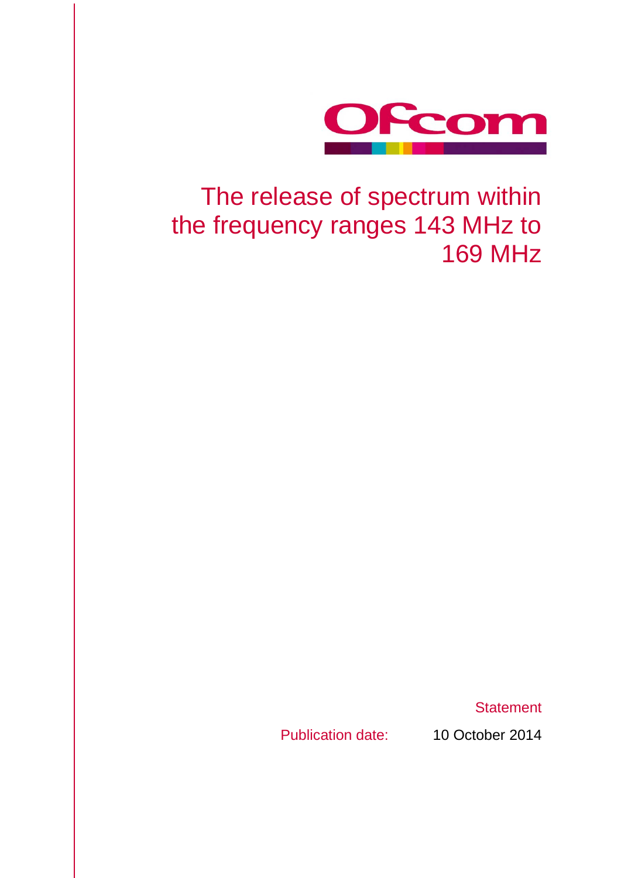# The release of spectrum within the frequency ranges 143 MHz to 169 MHz

Statement

Publication date: 10 October 2014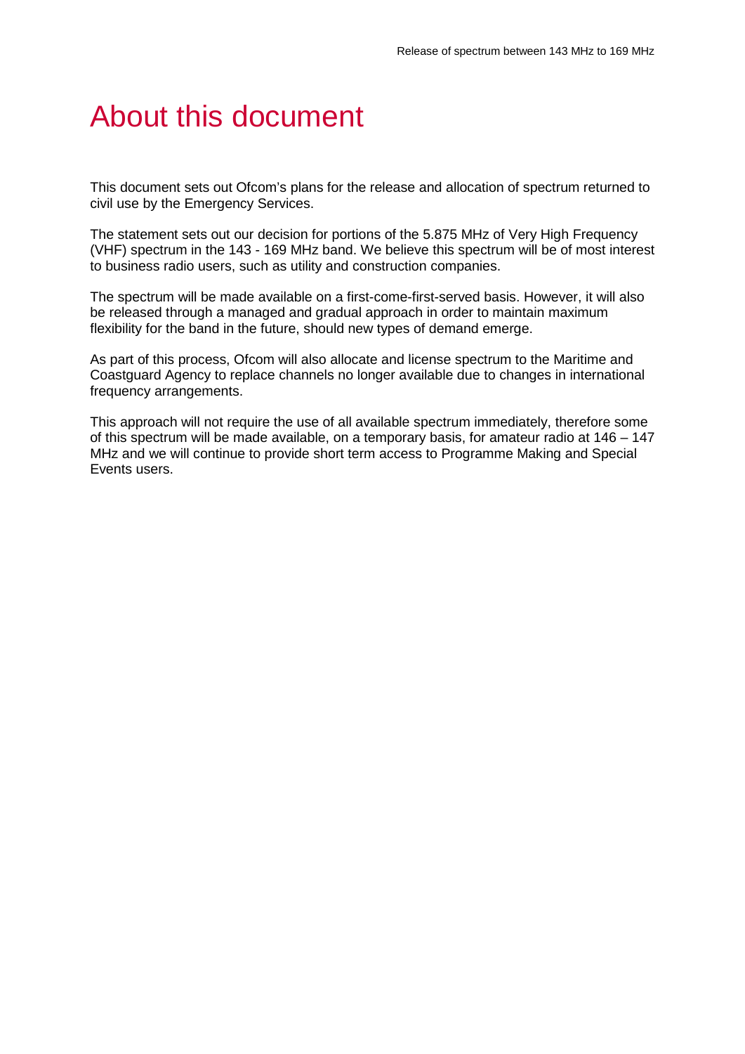# About this document

This document sets out Ofcom's plans for the release and allocation of spectrum returned to civil use by the Emergency Services.

The statement sets out our decision for portions of the 5.875 MHz of Very High Frequency (VHF) spectrum in the 143 - 169 MHz band. We believe this spectrum will be of most interest to business radio users, such as utility and construction companies.

The spectrum will be made available on a first-come-first-served basis. However, it will also be released through a managed and gradual approach in order to maintain maximum flexibility for the band in the future, should new types of demand emerge.

As part of this process, Ofcom will also allocate and license spectrum to the Maritime and Coastguard Agency to replace channels no longer available due to changes in international frequency arrangements.

This approach will not require the use of all available spectrum immediately, therefore some of this spectrum will be made available, on a temporary basis, for amateur radio at 146 – 147 MHz and we will continue to provide short term access to Programme Making and Special Events users.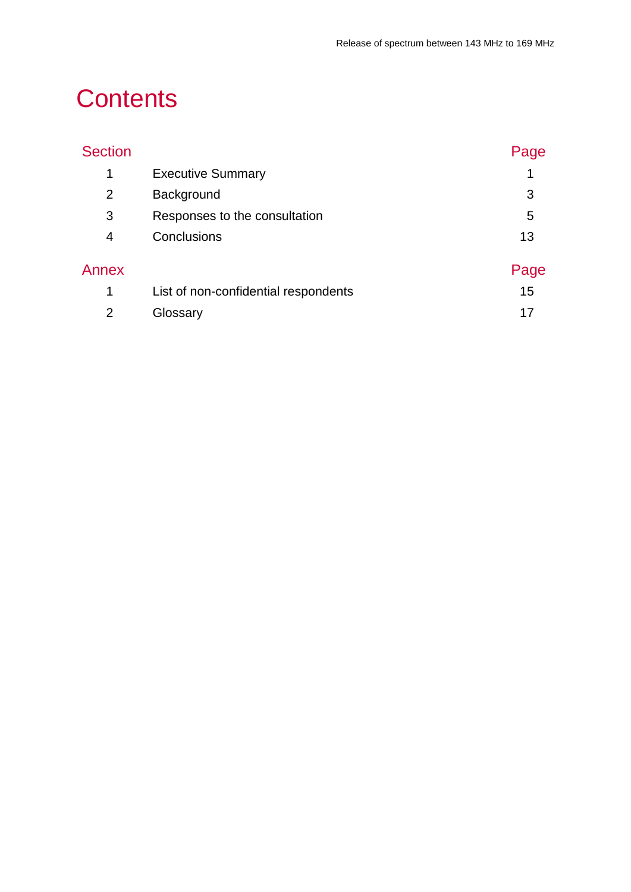# Contents

| Section | | Page |
|---|---|---|
| 1 | Executive Summary | 1 |
| 2 | Background | 3 |
| 3 | Responses to the consultation | 5 |
| 4 | Conclusions | 13 |

| Annex | | Page |
|---|---|---|
| 1 | List of non-confidential respondents | 15 |
| 2 | Glossary | 17 |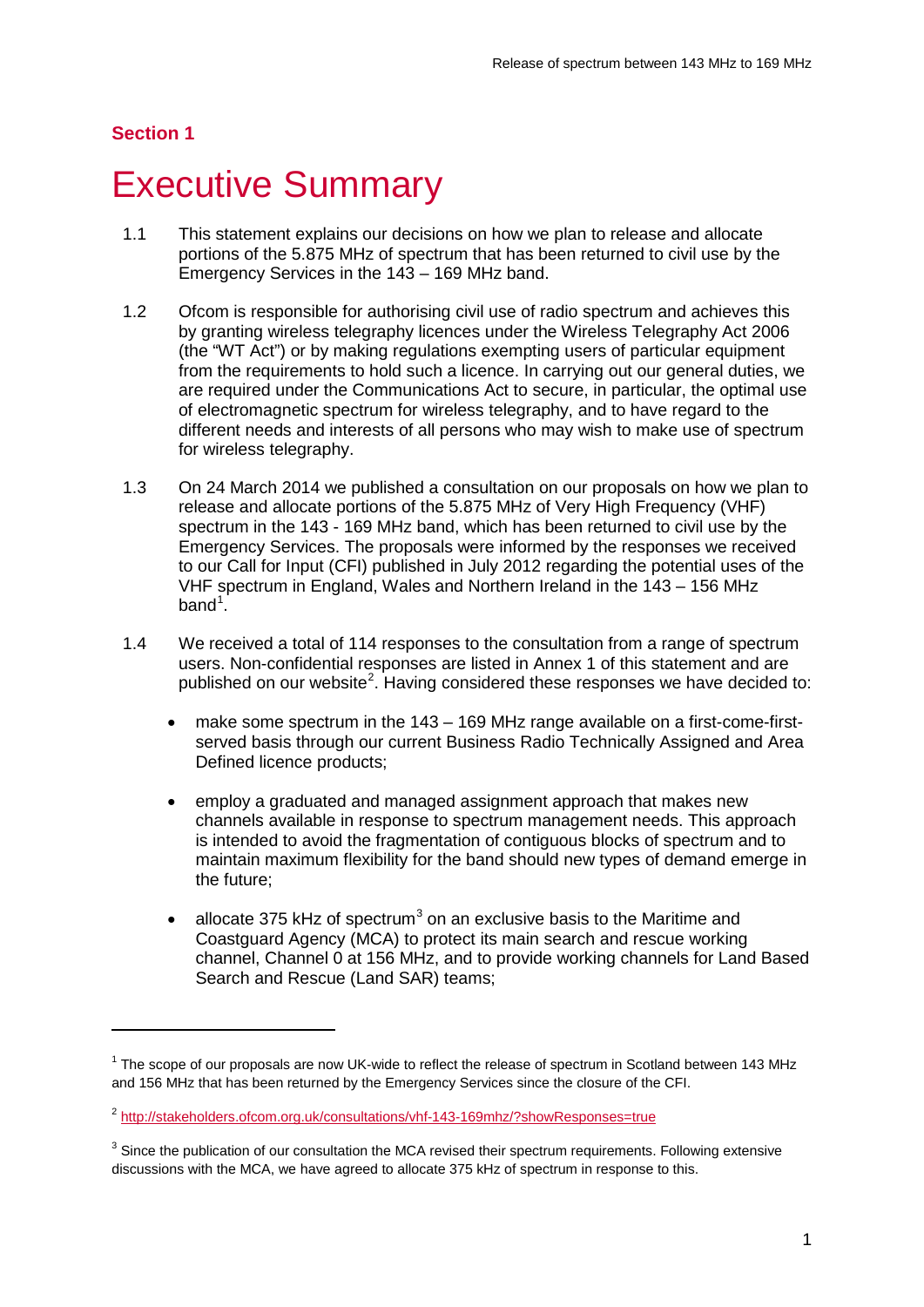**Section 1**

# Executive Summary

1.1 This statement explains our decisions on how we plan to release and allocate portions of the 5.875 MHz of spectrum that has been returned to civil use by the Emergency Services in the 143 – 169 MHz band.

1.2 Ofcom is responsible for authorising civil use of radio spectrum and achieves this by granting wireless telegraphy licences under the Wireless Telegraphy Act 2006 (the "WT Act") or by making regulations exempting users of particular equipment from the requirements to hold such a licence. In carrying out our general duties, we are required under the Communications Act to secure, in particular, the optimal use of electromagnetic spectrum for wireless telegraphy, and to have regard to the different needs and interests of all persons who may wish to make use of spectrum for wireless telegraphy.

1.3 On 24 March 2014 we published a consultation on our proposals on how we plan to release and allocate portions of the 5.875 MHz of Very High Frequency (VHF) spectrum in the 143 - 169 MHz band, which has been returned to civil use by the Emergency Services. The proposals were informed by the responses we received to our Call for Input (CFI) published in July 2012 regarding the potential uses of the VHF spectrum in England, Wales and Northern Ireland in the 143 – 156 MHz band[1].

1.4 We received a total of 114 responses to the consultation from a range of spectrum users. Non-confidential responses are listed in Annex 1 of this statement and are published on our website[2]. Having considered these responses we have decided to:

- make some spectrum in the 143 – 169 MHz range available on a first-come-first-served basis through our current Business Radio Technically Assigned and Area Defined licence products;
- employ a graduated and managed assignment approach that makes new channels available in response to spectrum management needs. This approach is intended to avoid the fragmentation of contiguous blocks of spectrum and to maintain maximum flexibility for the band should new types of demand emerge in the future;
- allocate 375 kHz of spectrum[3] on an exclusive basis to the Maritime and Coastguard Agency (MCA) to protect its main search and rescue working channel, Channel 0 at 156 MHz, and to provide working channels for Land Based Search and Rescue (Land SAR) teams;

---

[1] The scope of our proposals are now UK-wide to reflect the release of spectrum in Scotland between 143 MHz and 156 MHz that has been returned by the Emergency Services since the closure of the CFI.

[2] http://stakeholders.ofcom.org.uk/consultations/vhf-143-169mhz/?showResponses=true

[3] Since the publication of our consultation the MCA revised their spectrum requirements. Following extensive discussions with the MCA, we have agreed to allocate 375 kHz of spectrum in response to this.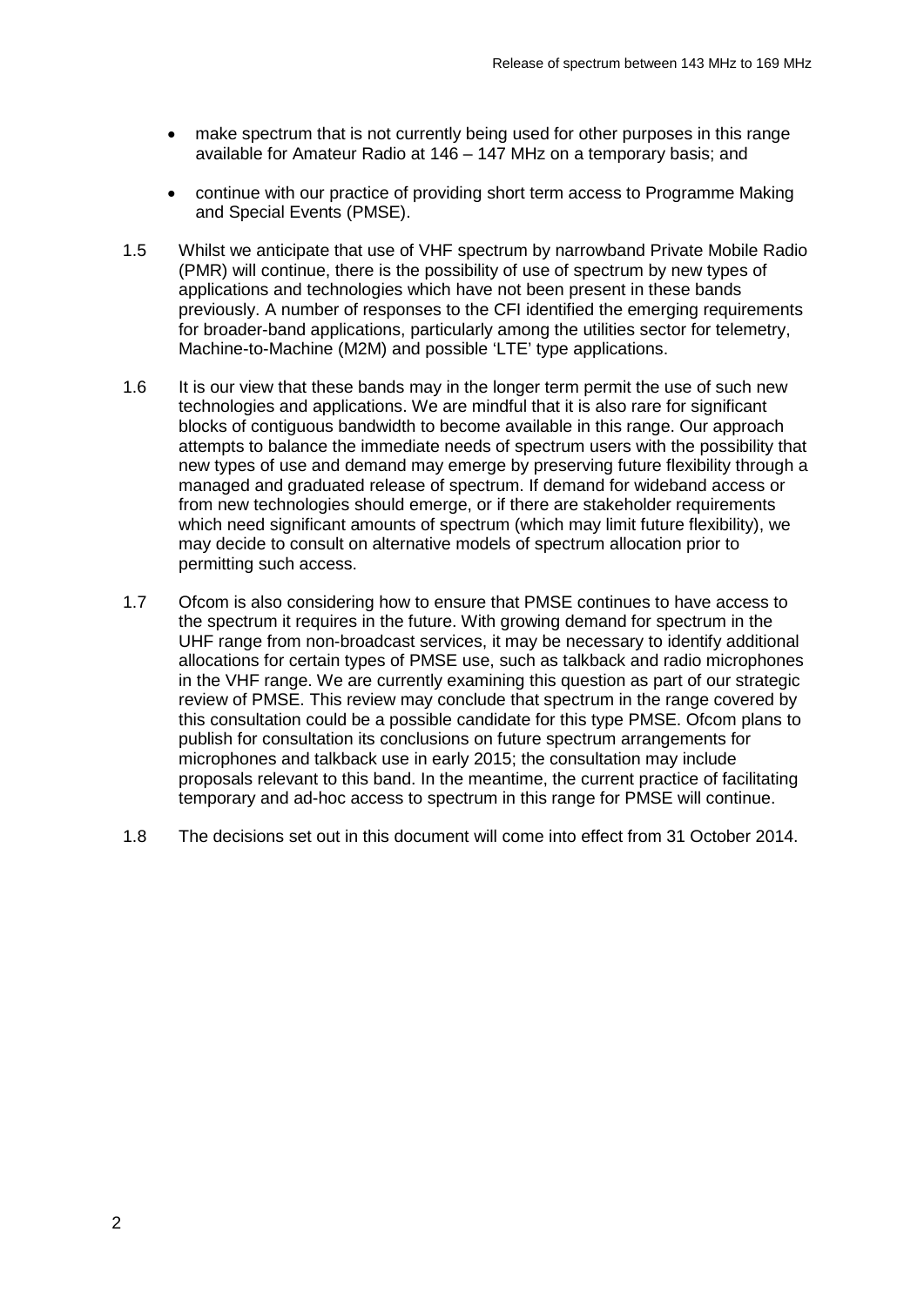- make spectrum that is not currently being used for other purposes in this range available for Amateur Radio at 146 – 147 MHz on a temporary basis; and
- continue with our practice of providing short term access to Programme Making and Special Events (PMSE).

1.5 Whilst we anticipate that use of VHF spectrum by narrowband Private Mobile Radio (PMR) will continue, there is the possibility of use of spectrum by new types of applications and technologies which have not been present in these bands previously. A number of responses to the CFI identified the emerging requirements for broader-band applications, particularly among the utilities sector for telemetry, Machine-to-Machine (M2M) and possible 'LTE' type applications.

1.6 It is our view that these bands may in the longer term permit the use of such new technologies and applications. We are mindful that it is also rare for significant blocks of contiguous bandwidth to become available in this range. Our approach attempts to balance the immediate needs of spectrum users with the possibility that new types of use and demand may emerge by preserving future flexibility through a managed and graduated release of spectrum. If demand for wideband access or from new technologies should emerge, or if there are stakeholder requirements which need significant amounts of spectrum (which may limit future flexibility), we may decide to consult on alternative models of spectrum allocation prior to permitting such access.

1.7 Ofcom is also considering how to ensure that PMSE continues to have access to the spectrum it requires in the future. With growing demand for spectrum in the UHF range from non-broadcast services, it may be necessary to identify additional allocations for certain types of PMSE use, such as talkback and radio microphones in the VHF range. We are currently examining this question as part of our strategic review of PMSE. This review may conclude that spectrum in the range covered by this consultation could be a possible candidate for this type PMSE. Ofcom plans to publish for consultation its conclusions on future spectrum arrangements for microphones and talkback use in early 2015; the consultation may include proposals relevant to this band. In the meantime, the current practice of facilitating temporary and ad-hoc access to spectrum in this range for PMSE will continue.

1.8 The decisions set out in this document will come into effect from 31 October 2014.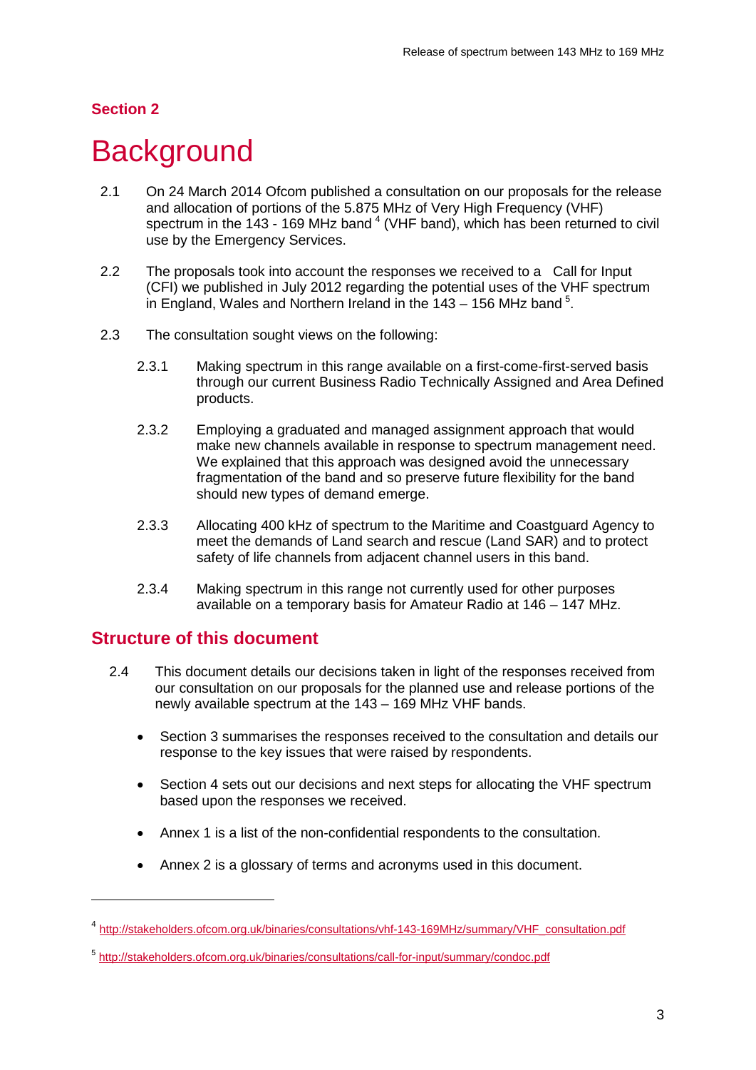## Section 2

# Background

2.1 On 24 March 2014 Ofcom published a consultation on our proposals for the release and allocation of portions of the 5.875 MHz of Very High Frequency (VHF) spectrum in the 143 - 169 MHz band [4] (VHF band), which has been returned to civil use by the Emergency Services.

2.2 The proposals took into account the responses we received to a Call for Input (CFI) we published in July 2012 regarding the potential uses of the VHF spectrum in England, Wales and Northern Ireland in the 143 – 156 MHz band [5].

2.3 The consultation sought views on the following:

2.3.1 Making spectrum in this range available on a first-come-first-served basis through our current Business Radio Technically Assigned and Area Defined products.

2.3.2 Employing a graduated and managed assignment approach that would make new channels available in response to spectrum management need. We explained that this approach was designed avoid the unnecessary fragmentation of the band and so preserve future flexibility for the band should new types of demand emerge.

2.3.3 Allocating 400 kHz of spectrum to the Maritime and Coastguard Agency to meet the demands of Land search and rescue (Land SAR) and to protect safety of life channels from adjacent channel users in this band.

2.3.4 Making spectrum in this range not currently used for other purposes available on a temporary basis for Amateur Radio at 146 – 147 MHz.

## Structure of this document

2.4 This document details our decisions taken in light of the responses received from our consultation on our proposals for the planned use and release portions of the newly available spectrum at the 143 – 169 MHz VHF bands.

- Section 3 summarises the responses received to the consultation and details our response to the key issues that were raised by respondents.
- Section 4 sets out our decisions and next steps for allocating the VHF spectrum based upon the responses we received.
- Annex 1 is a list of the non-confidential respondents to the consultation.
- Annex 2 is a glossary of terms and acronyms used in this document.

---

[4] http://stakeholders.ofcom.org.uk/binaries/consultations/vhf-143-169MHz/summary/VHF_consultation.pdf

[5] http://stakeholders.ofcom.org.uk/binaries/consultations/call-for-input/summary/condoc.pdf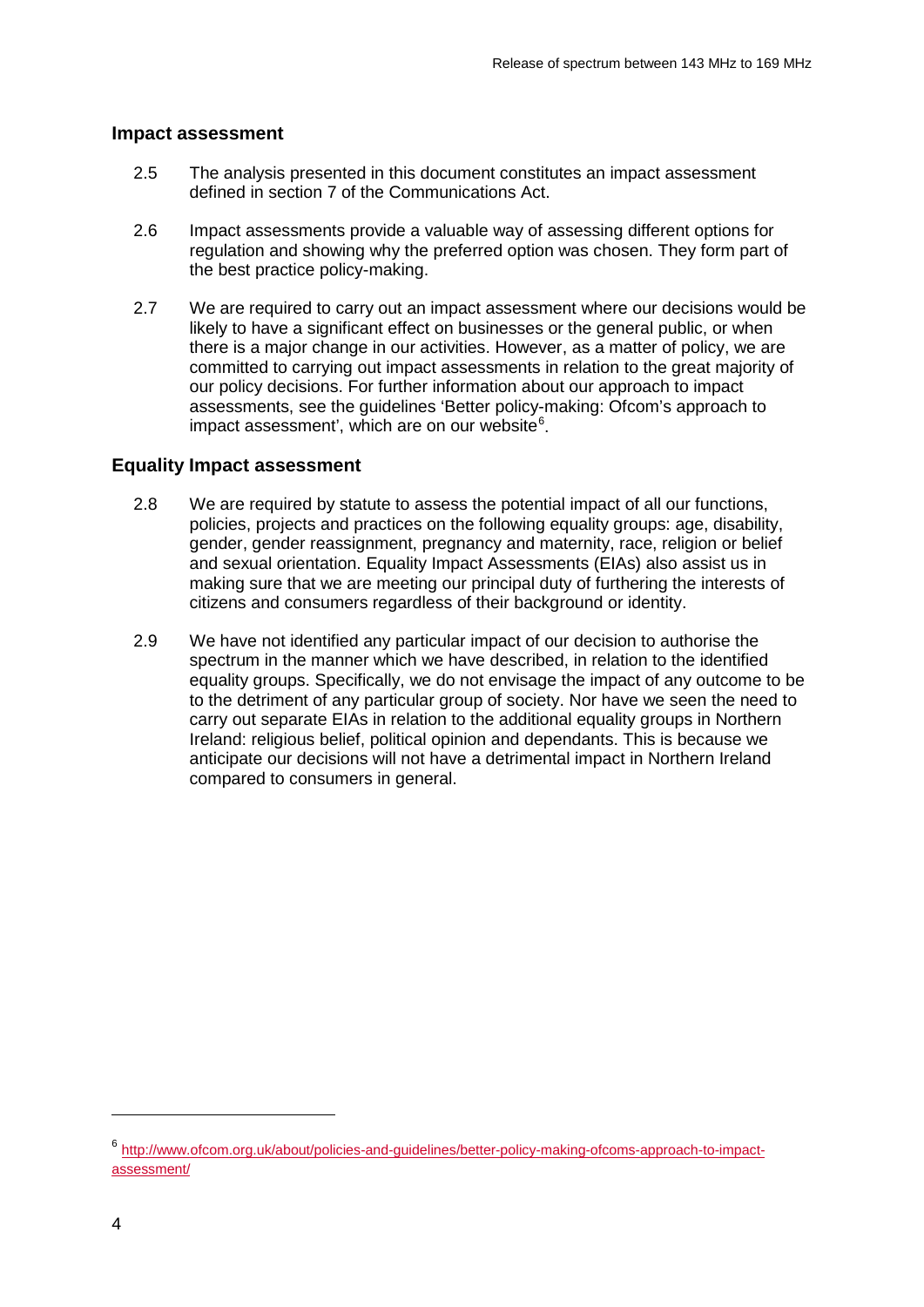## Impact assessment

2.5 The analysis presented in this document constitutes an impact assessment defined in section 7 of the Communications Act.

2.6 Impact assessments provide a valuable way of assessing different options for regulation and showing why the preferred option was chosen. They form part of the best practice policy-making.

2.7 We are required to carry out an impact assessment where our decisions would be likely to have a significant effect on businesses or the general public, or when there is a major change in our activities. However, as a matter of policy, we are committed to carrying out impact assessments in relation to the great majority of our policy decisions. For further information about our approach to impact assessments, see the guidelines 'Better policy-making: Ofcom's approach to impact assessment', which are on our website[6].

## Equality Impact assessment

2.8 We are required by statute to assess the potential impact of all our functions, policies, projects and practices on the following equality groups: age, disability, gender, gender reassignment, pregnancy and maternity, race, religion or belief and sexual orientation. Equality Impact Assessments (EIAs) also assist us in making sure that we are meeting our principal duty of furthering the interests of citizens and consumers regardless of their background or identity.

2.9 We have not identified any particular impact of our decision to authorise the spectrum in the manner which we have described, in relation to the identified equality groups. Specifically, we do not envisage the impact of any outcome to be to the detriment of any particular group of society. Nor have we seen the need to carry out separate EIAs in relation to the additional equality groups in Northern Ireland: religious belief, political opinion and dependants. This is because we anticipate our decisions will not have a detrimental impact in Northern Ireland compared to consumers in general.

[6] http://www.ofcom.org.uk/about/policies-and-guidelines/better-policy-making-ofcoms-approach-to-impact-assessment/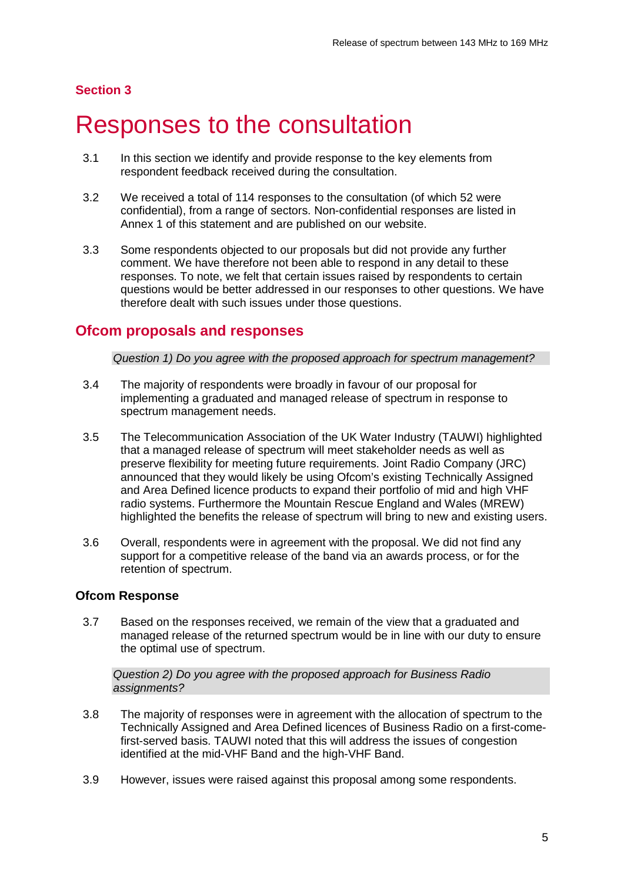## Section 3

# Responses to the consultation

3.1 In this section we identify and provide response to the key elements from respondent feedback received during the consultation.

3.2 We received a total of 114 responses to the consultation (of which 52 were confidential), from a range of sectors. Non-confidential responses are listed in Annex 1 of this statement and are published on our website.

3.3 Some respondents objected to our proposals but did not provide any further comment. We have therefore not been able to respond in any detail to these responses. To note, we felt that certain issues raised by respondents to certain questions would be better addressed in our responses to other questions. We have therefore dealt with such issues under those questions.

## Ofcom proposals and responses

*Question 1) Do you agree with the proposed approach for spectrum management?*

3.4 The majority of respondents were broadly in favour of our proposal for implementing a graduated and managed release of spectrum in response to spectrum management needs.

3.5 The Telecommunication Association of the UK Water Industry (TAUWI) highlighted that a managed release of spectrum will meet stakeholder needs as well as preserve flexibility for meeting future requirements. Joint Radio Company (JRC) announced that they would likely be using Ofcom's existing Technically Assigned and Area Defined licence products to expand their portfolio of mid and high VHF radio systems. Furthermore the Mountain Rescue England and Wales (MREW) highlighted the benefits the release of spectrum will bring to new and existing users.

3.6 Overall, respondents were in agreement with the proposal. We did not find any support for a competitive release of the band via an awards process, or for the retention of spectrum.

### Ofcom Response

3.7 Based on the responses received, we remain of the view that a graduated and managed release of the returned spectrum would be in line with our duty to ensure the optimal use of spectrum.

*Question 2) Do you agree with the proposed approach for Business Radio assignments?*

3.8 The majority of responses were in agreement with the allocation of spectrum to the Technically Assigned and Area Defined licences of Business Radio on a first-come-first-served basis. TAUWI noted that this will address the issues of congestion identified at the mid-VHF Band and the high-VHF Band.

3.9 However, issues were raised against this proposal among some respondents.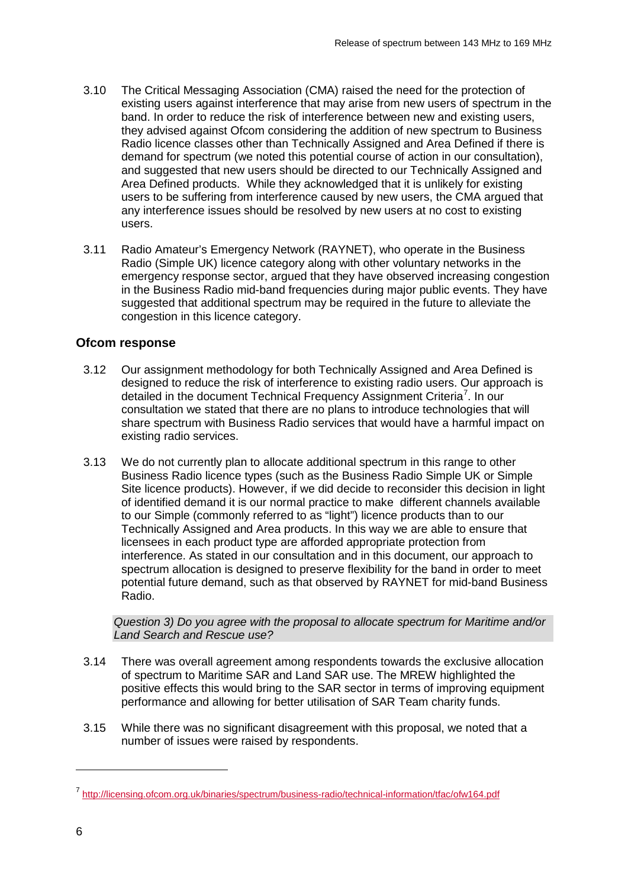3.10 The Critical Messaging Association (CMA) raised the need for the protection of existing users against interference that may arise from new users of spectrum in the band. In order to reduce the risk of interference between new and existing users, they advised against Ofcom considering the addition of new spectrum to Business Radio licence classes other than Technically Assigned and Area Defined if there is demand for spectrum (we noted this potential course of action in our consultation), and suggested that new users should be directed to our Technically Assigned and Area Defined products. While they acknowledged that it is unlikely for existing users to be suffering from interference caused by new users, the CMA argued that any interference issues should be resolved by new users at no cost to existing users.

3.11 Radio Amateur's Emergency Network (RAYNET), who operate in the Business Radio (Simple UK) licence category along with other voluntary networks in the emergency response sector, argued that they have observed increasing congestion in the Business Radio mid-band frequencies during major public events. They have suggested that additional spectrum may be required in the future to alleviate the congestion in this licence category.

### Ofcom response

3.12 Our assignment methodology for both Technically Assigned and Area Defined is designed to reduce the risk of interference to existing radio users. Our approach is detailed in the document Technical Frequency Assignment Criteria[7]. In our consultation we stated that there are no plans to introduce technologies that will share spectrum with Business Radio services that would have a harmful impact on existing radio services.

3.13 We do not currently plan to allocate additional spectrum in this range to other Business Radio licence types (such as the Business Radio Simple UK or Simple Site licence products). However, if we did decide to reconsider this decision in light of identified demand it is our normal practice to make different channels available to our Simple (commonly referred to as "light") licence products than to our Technically Assigned and Area products. In this way we are able to ensure that licensees in each product type are afforded appropriate protection from interference. As stated in our consultation and in this document, our approach to spectrum allocation is designed to preserve flexibility for the band in order to meet potential future demand, such as that observed by RAYNET for mid-band Business Radio.

*Question 3) Do you agree with the proposal to allocate spectrum for Maritime and/or Land Search and Rescue use?*

3.14 There was overall agreement among respondents towards the exclusive allocation of spectrum to Maritime SAR and Land SAR use. The MREW highlighted the positive effects this would bring to the SAR sector in terms of improving equipment performance and allowing for better utilisation of SAR Team charity funds.

3.15 While there was no significant disagreement with this proposal, we noted that a number of issues were raised by respondents.

---

[7] http://licensing.ofcom.org.uk/binaries/spectrum/business-radio/technical-information/tfac/ofw164.pdf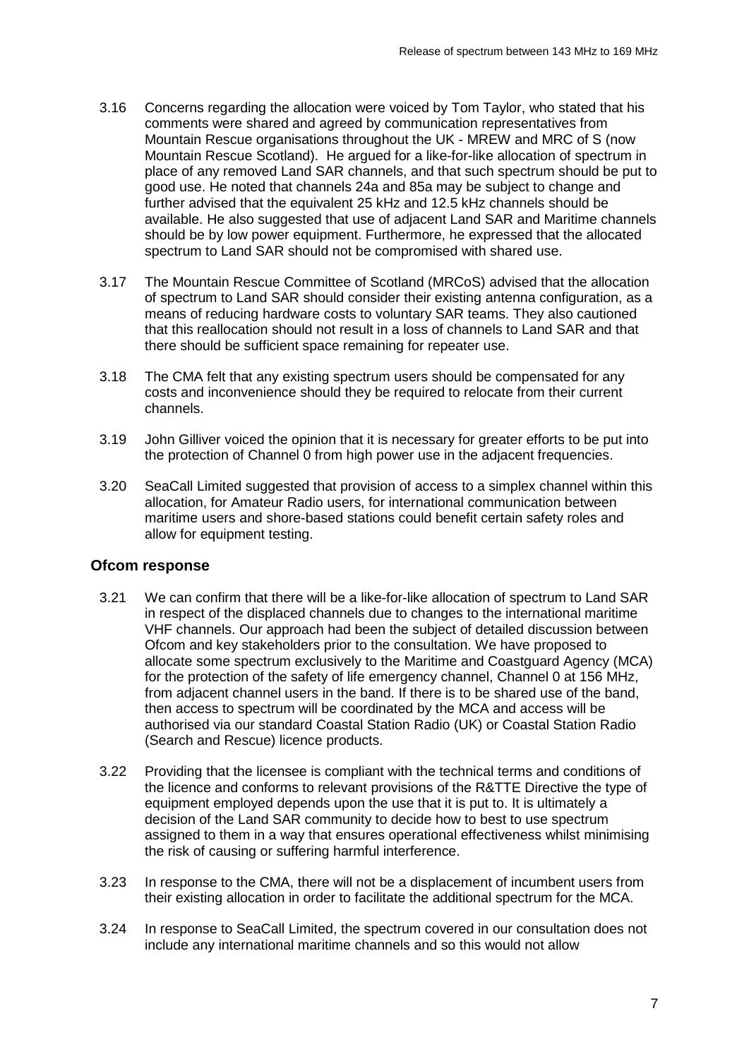3.16 Concerns regarding the allocation were voiced by Tom Taylor, who stated that his comments were shared and agreed by communication representatives from Mountain Rescue organisations throughout the UK - MREW and MRC of S (now Mountain Rescue Scotland). He argued for a like-for-like allocation of spectrum in place of any removed Land SAR channels, and that such spectrum should be put to good use. He noted that channels 24a and 85a may be subject to change and further advised that the equivalent 25 kHz and 12.5 kHz channels should be available. He also suggested that use of adjacent Land SAR and Maritime channels should be by low power equipment. Furthermore, he expressed that the allocated spectrum to Land SAR should not be compromised with shared use.

3.17 The Mountain Rescue Committee of Scotland (MRCoS) advised that the allocation of spectrum to Land SAR should consider their existing antenna configuration, as a means of reducing hardware costs to voluntary SAR teams. They also cautioned that this reallocation should not result in a loss of channels to Land SAR and that there should be sufficient space remaining for repeater use.

3.18 The CMA felt that any existing spectrum users should be compensated for any costs and inconvenience should they be required to relocate from their current channels.

3.19 John Gilliver voiced the opinion that it is necessary for greater efforts to be put into the protection of Channel 0 from high power use in the adjacent frequencies.

3.20 SeaCall Limited suggested that provision of access to a simplex channel within this allocation, for Amateur Radio users, for international communication between maritime users and shore-based stations could benefit certain safety roles and allow for equipment testing.

## Ofcom response

3.21 We can confirm that there will be a like-for-like allocation of spectrum to Land SAR in respect of the displaced channels due to changes to the international maritime VHF channels. Our approach had been the subject of detailed discussion between Ofcom and key stakeholders prior to the consultation. We have proposed to allocate some spectrum exclusively to the Maritime and Coastguard Agency (MCA) for the protection of the safety of life emergency channel, Channel 0 at 156 MHz, from adjacent channel users in the band. If there is to be shared use of the band, then access to spectrum will be coordinated by the MCA and access will be authorised via our standard Coastal Station Radio (UK) or Coastal Station Radio (Search and Rescue) licence products.

3.22 Providing that the licensee is compliant with the technical terms and conditions of the licence and conforms to relevant provisions of the R&TTE Directive the type of equipment employed depends upon the use that it is put to. It is ultimately a decision of the Land SAR community to decide how to best to use spectrum assigned to them in a way that ensures operational effectiveness whilst minimising the risk of causing or suffering harmful interference.

3.23 In response to the CMA, there will not be a displacement of incumbent users from their existing allocation in order to facilitate the additional spectrum for the MCA.

3.24 In response to SeaCall Limited, the spectrum covered in our consultation does not include any international maritime channels and so this would not allow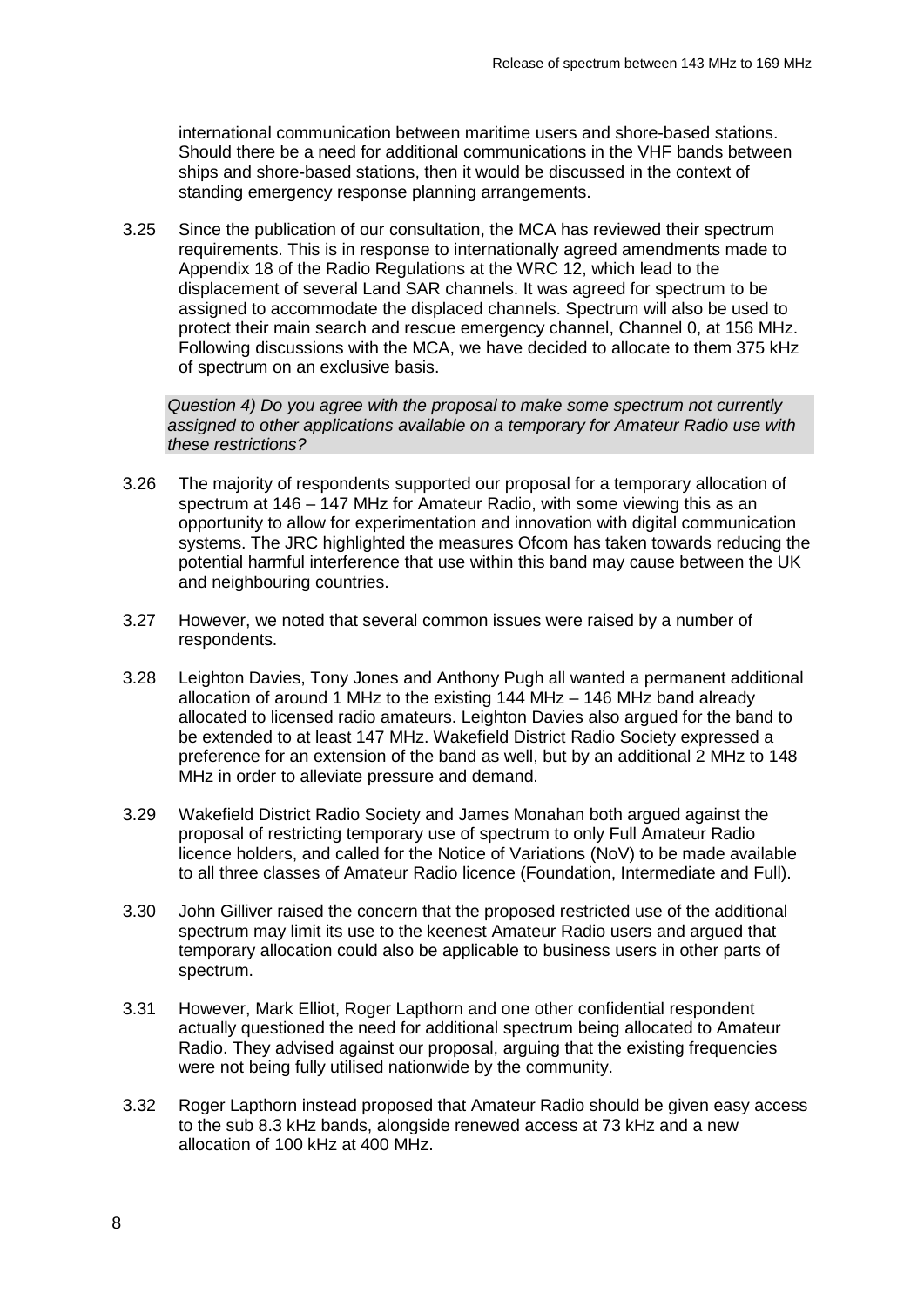international communication between maritime users and shore-based stations. Should there be a need for additional communications in the VHF bands between ships and shore-based stations, then it would be discussed in the context of standing emergency response planning arrangements.

3.25 Since the publication of our consultation, the MCA has reviewed their spectrum requirements. This is in response to internationally agreed amendments made to Appendix 18 of the Radio Regulations at the WRC 12, which lead to the displacement of several Land SAR channels. It was agreed for spectrum to be assigned to accommodate the displaced channels. Spectrum will also be used to protect their main search and rescue emergency channel, Channel 0, at 156 MHz. Following discussions with the MCA, we have decided to allocate to them 375 kHz of spectrum on an exclusive basis.

*Question 4) Do you agree with the proposal to make some spectrum not currently assigned to other applications available on a temporary for Amateur Radio use with these restrictions?*

3.26 The majority of respondents supported our proposal for a temporary allocation of spectrum at 146 – 147 MHz for Amateur Radio, with some viewing this as an opportunity to allow for experimentation and innovation with digital communication systems. The JRC highlighted the measures Ofcom has taken towards reducing the potential harmful interference that use within this band may cause between the UK and neighbouring countries.

3.27 However, we noted that several common issues were raised by a number of respondents.

3.28 Leighton Davies, Tony Jones and Anthony Pugh all wanted a permanent additional allocation of around 1 MHz to the existing 144 MHz – 146 MHz band already allocated to licensed radio amateurs. Leighton Davies also argued for the band to be extended to at least 147 MHz. Wakefield District Radio Society expressed a preference for an extension of the band as well, but by an additional 2 MHz to 148 MHz in order to alleviate pressure and demand.

3.29 Wakefield District Radio Society and James Monahan both argued against the proposal of restricting temporary use of spectrum to only Full Amateur Radio licence holders, and called for the Notice of Variations (NoV) to be made available to all three classes of Amateur Radio licence (Foundation, Intermediate and Full).

3.30 John Gilliver raised the concern that the proposed restricted use of the additional spectrum may limit its use to the keenest Amateur Radio users and argued that temporary allocation could also be applicable to business users in other parts of spectrum.

3.31 However, Mark Elliot, Roger Lapthorn and one other confidential respondent actually questioned the need for additional spectrum being allocated to Amateur Radio. They advised against our proposal, arguing that the existing frequencies were not being fully utilised nationwide by the community.

3.32 Roger Lapthorn instead proposed that Amateur Radio should be given easy access to the sub 8.3 kHz bands, alongside renewed access at 73 kHz and a new allocation of 100 kHz at 400 MHz.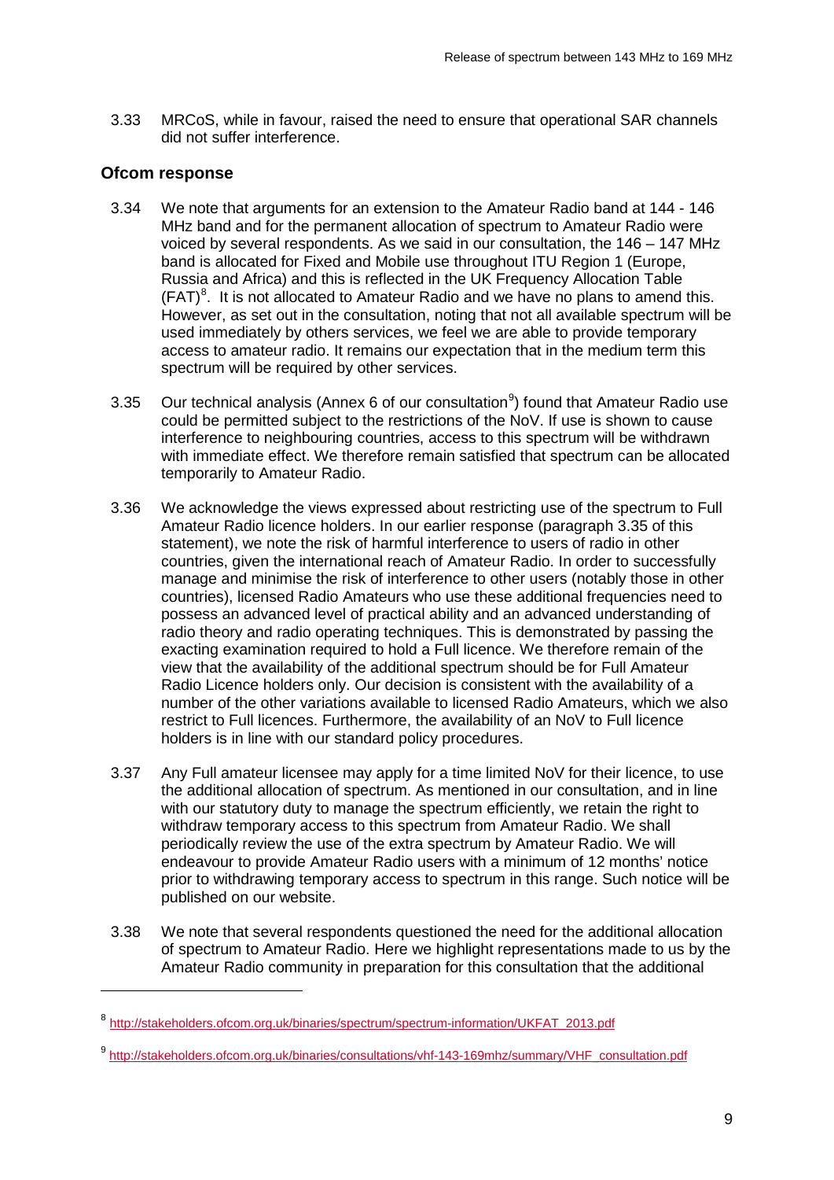3.33 MRCoS, while in favour, raised the need to ensure that operational SAR channels did not suffer interference.

## Ofcom response

3.34 We note that arguments for an extension to the Amateur Radio band at 144 - 146 MHz band and for the permanent allocation of spectrum to Amateur Radio were voiced by several respondents. As we said in our consultation, the 146 – 147 MHz band is allocated for Fixed and Mobile use throughout ITU Region 1 (Europe, Russia and Africa) and this is reflected in the UK Frequency Allocation Table (FAT)[8]. It is not allocated to Amateur Radio and we have no plans to amend this. However, as set out in the consultation, noting that not all available spectrum will be used immediately by others services, we feel we are able to provide temporary access to amateur radio. It remains our expectation that in the medium term this spectrum will be required by other services.

3.35 Our technical analysis (Annex 6 of our consultation[9]) found that Amateur Radio use could be permitted subject to the restrictions of the NoV. If use is shown to cause interference to neighbouring countries, access to this spectrum will be withdrawn with immediate effect. We therefore remain satisfied that spectrum can be allocated temporarily to Amateur Radio.

3.36 We acknowledge the views expressed about restricting use of the spectrum to Full Amateur Radio licence holders. In our earlier response (paragraph 3.35 of this statement), we note the risk of harmful interference to users of radio in other countries, given the international reach of Amateur Radio. In order to successfully manage and minimise the risk of interference to other users (notably those in other countries), licensed Radio Amateurs who use these additional frequencies need to possess an advanced level of practical ability and an advanced understanding of radio theory and radio operating techniques. This is demonstrated by passing the exacting examination required to hold a Full licence. We therefore remain of the view that the availability of the additional spectrum should be for Full Amateur Radio Licence holders only. Our decision is consistent with the availability of a number of the other variations available to licensed Radio Amateurs, which we also restrict to Full licences. Furthermore, the availability of an NoV to Full licence holders is in line with our standard policy procedures.

3.37 Any Full amateur licensee may apply for a time limited NoV for their licence, to use the additional allocation of spectrum. As mentioned in our consultation, and in line with our statutory duty to manage the spectrum efficiently, we retain the right to withdraw temporary access to this spectrum from Amateur Radio. We shall periodically review the use of the extra spectrum by Amateur Radio. We will endeavour to provide Amateur Radio users with a minimum of 12 months' notice prior to withdrawing temporary access to spectrum in this range. Such notice will be published on our website.

3.38 We note that several respondents questioned the need for the additional allocation of spectrum to Amateur Radio. Here we highlight representations made to us by the Amateur Radio community in preparation for this consultation that the additional

---

[8] http://stakeholders.ofcom.org.uk/binaries/spectrum/spectrum-information/UKFAT_2013.pdf

[9] http://stakeholders.ofcom.org.uk/binaries/consultations/vhf-143-169mhz/summary/VHF_consultation.pdf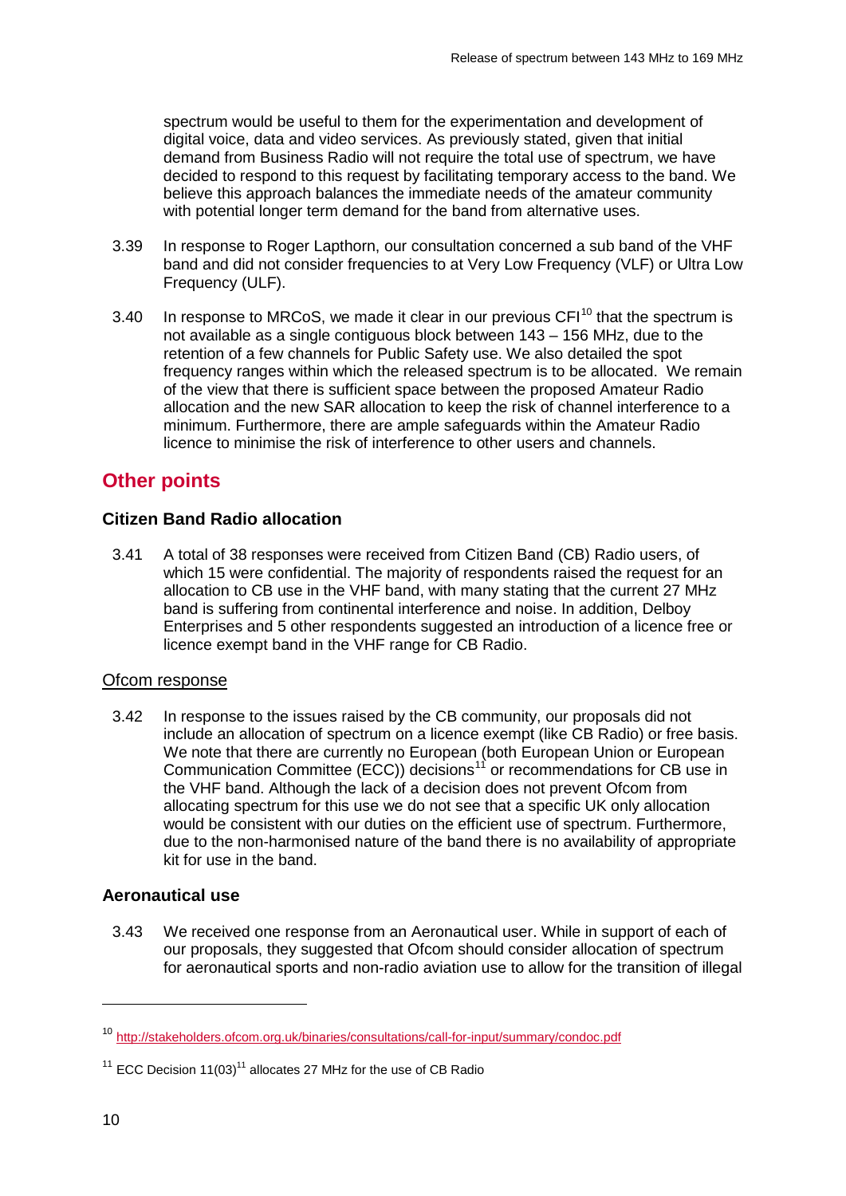spectrum would be useful to them for the experimentation and development of digital voice, data and video services. As previously stated, given that initial demand from Business Radio will not require the total use of spectrum, we have decided to respond to this request by facilitating temporary access to the band. We believe this approach balances the immediate needs of the amateur community with potential longer term demand for the band from alternative uses.

3.39 In response to Roger Lapthorn, our consultation concerned a sub band of the VHF band and did not consider frequencies to at Very Low Frequency (VLF) or Ultra Low Frequency (ULF).

3.40 In response to MRCoS, we made it clear in our previous CFI[10] that the spectrum is not available as a single contiguous block between 143 – 156 MHz, due to the retention of a few channels for Public Safety use. We also detailed the spot frequency ranges within which the released spectrum is to be allocated. We remain of the view that there is sufficient space between the proposed Amateur Radio allocation and the new SAR allocation to keep the risk of channel interference to a minimum. Furthermore, there are ample safeguards within the Amateur Radio licence to minimise the risk of interference to other users and channels.

## Other points

### Citizen Band Radio allocation

3.41 A total of 38 responses were received from Citizen Band (CB) Radio users, of which 15 were confidential. The majority of respondents raised the request for an allocation to CB use in the VHF band, with many stating that the current 27 MHz band is suffering from continental interference and noise. In addition, Delboy Enterprises and 5 other respondents suggested an introduction of a licence free or licence exempt band in the VHF range for CB Radio.

Ofcom response

3.42 In response to the issues raised by the CB community, our proposals did not include an allocation of spectrum on a licence exempt (like CB Radio) or free basis. We note that there are currently no European (both European Union or European Communication Committee (ECC)) decisions[11] or recommendations for CB use in the VHF band. Although the lack of a decision does not prevent Ofcom from allocating spectrum for this use we do not see that a specific UK only allocation would be consistent with our duties on the efficient use of spectrum. Furthermore, due to the non-harmonised nature of the band there is no availability of appropriate kit for use in the band.

### Aeronautical use

3.43 We received one response from an Aeronautical user. While in support of each of our proposals, they suggested that Ofcom should consider allocation of spectrum for aeronautical sports and non-radio aviation use to allow for the transition of illegal

---

[10] http://stakeholders.ofcom.org.uk/binaries/consultations/call-for-input/summary/condoc.pdf

[11] ECC Decision 11(03)[11] allocates 27 MHz for the use of CB Radio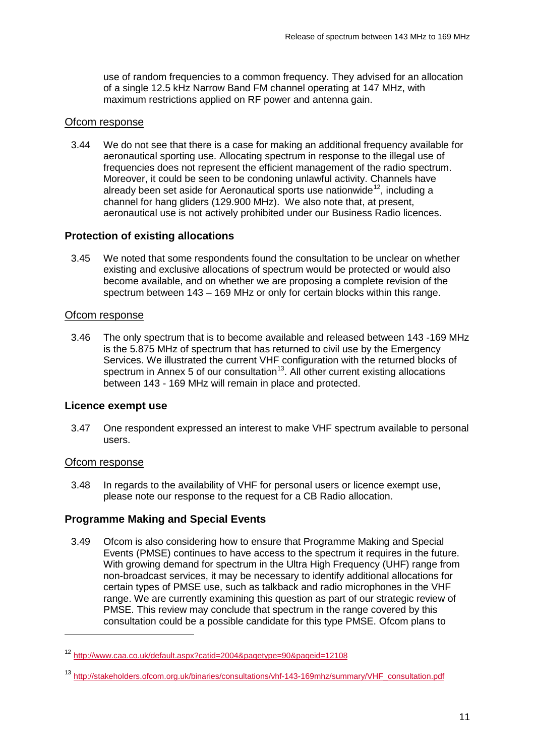use of random frequencies to a common frequency. They advised for an allocation of a single 12.5 kHz Narrow Band FM channel operating at 147 MHz, with maximum restrictions applied on RF power and antenna gain.

Ofcom response

3.44 We do not see that there is a case for making an additional frequency available for aeronautical sporting use. Allocating spectrum in response to the illegal use of frequencies does not represent the efficient management of the radio spectrum. Moreover, it could be seen to be condoning unlawful activity. Channels have already been set aside for Aeronautical sports use nationwide[12], including a channel for hang gliders (129.900 MHz). We also note that, at present, aeronautical use is not actively prohibited under our Business Radio licences.

### Protection of existing allocations

3.45 We noted that some respondents found the consultation to be unclear on whether existing and exclusive allocations of spectrum would be protected or would also become available, and on whether we are proposing a complete revision of the spectrum between 143 – 169 MHz or only for certain blocks within this range.

Ofcom response

3.46 The only spectrum that is to become available and released between 143 -169 MHz is the 5.875 MHz of spectrum that has returned to civil use by the Emergency Services. We illustrated the current VHF configuration with the returned blocks of spectrum in Annex 5 of our consultation[13]. All other current existing allocations between 143 - 169 MHz will remain in place and protected.

### Licence exempt use

3.47 One respondent expressed an interest to make VHF spectrum available to personal users.

Ofcom response

3.48 In regards to the availability of VHF for personal users or licence exempt use, please note our response to the request for a CB Radio allocation.

### Programme Making and Special Events

3.49 Ofcom is also considering how to ensure that Programme Making and Special Events (PMSE) continues to have access to the spectrum it requires in the future. With growing demand for spectrum in the Ultra High Frequency (UHF) range from non-broadcast services, it may be necessary to identify additional allocations for certain types of PMSE use, such as talkback and radio microphones in the VHF range. We are currently examining this question as part of our strategic review of PMSE. This review may conclude that spectrum in the range covered by this consultation could be a possible candidate for this type PMSE. Ofcom plans to

---

[12] http://www.caa.co.uk/default.aspx?catid=2004&pagetype=90&pageid=12108

[13] http://stakeholders.ofcom.org.uk/binaries/consultations/vhf-143-169mhz/summary/VHF_consultation.pdf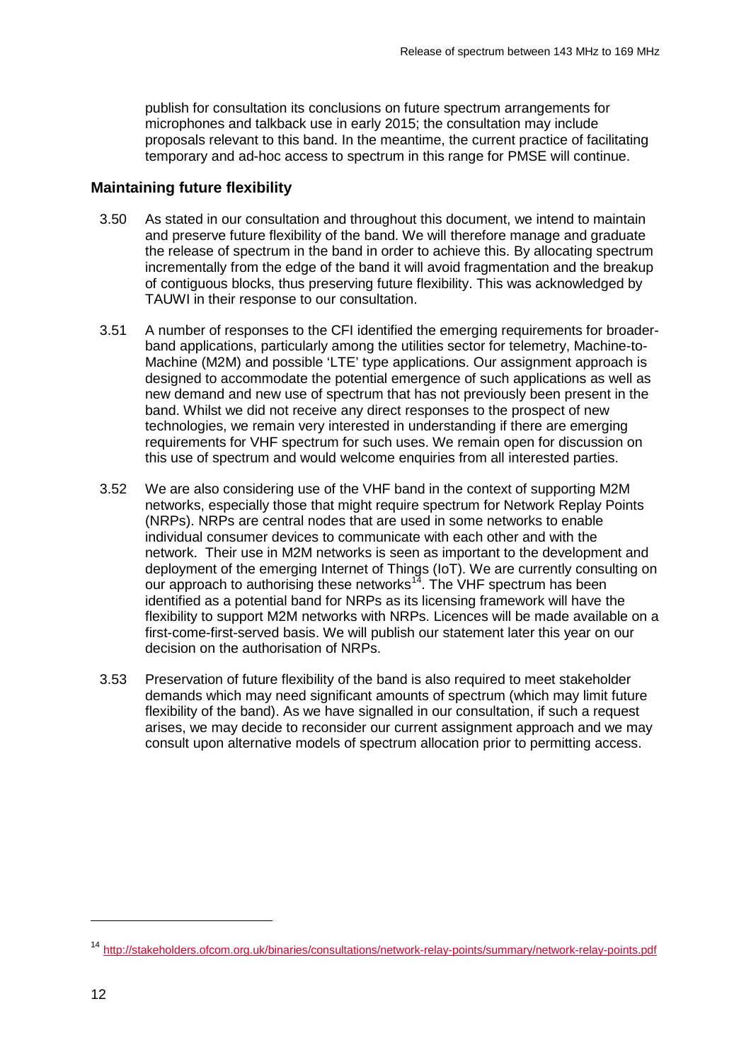publish for consultation its conclusions on future spectrum arrangements for microphones and talkback use in early 2015; the consultation may include proposals relevant to this band. In the meantime, the current practice of facilitating temporary and ad-hoc access to spectrum in this range for PMSE will continue.

## Maintaining future flexibility

3.50 As stated in our consultation and throughout this document, we intend to maintain and preserve future flexibility of the band. We will therefore manage and graduate the release of spectrum in the band in order to achieve this. By allocating spectrum incrementally from the edge of the band it will avoid fragmentation and the breakup of contiguous blocks, thus preserving future flexibility. This was acknowledged by TAUWI in their response to our consultation.

3.51 A number of responses to the CFI identified the emerging requirements for broader-band applications, particularly among the utilities sector for telemetry, Machine-to-Machine (M2M) and possible 'LTE' type applications. Our assignment approach is designed to accommodate the potential emergence of such applications as well as new demand and new use of spectrum that has not previously been present in the band. Whilst we did not receive any direct responses to the prospect of new technologies, we remain very interested in understanding if there are emerging requirements for VHF spectrum for such uses. We remain open for discussion on this use of spectrum and would welcome enquiries from all interested parties.

3.52 We are also considering use of the VHF band in the context of supporting M2M networks, especially those that might require spectrum for Network Replay Points (NRPs). NRPs are central nodes that are used in some networks to enable individual consumer devices to communicate with each other and with the network. Their use in M2M networks is seen as important to the development and deployment of the emerging Internet of Things (IoT). We are currently consulting on our approach to authorising these networks[14]. The VHF spectrum has been identified as a potential band for NRPs as its licensing framework will have the flexibility to support M2M networks with NRPs. Licences will be made available on a first-come-first-served basis. We will publish our statement later this year on our decision on the authorisation of NRPs.

3.53 Preservation of future flexibility of the band is also required to meet stakeholder demands which may need significant amounts of spectrum (which may limit future flexibility of the band). As we have signalled in our consultation, if such a request arises, we may decide to reconsider our current assignment approach and we may consult upon alternative models of spectrum allocation prior to permitting access.

---

[14] http://stakeholders.ofcom.org.uk/binaries/consultations/network-relay-points/summary/network-relay-points.pdf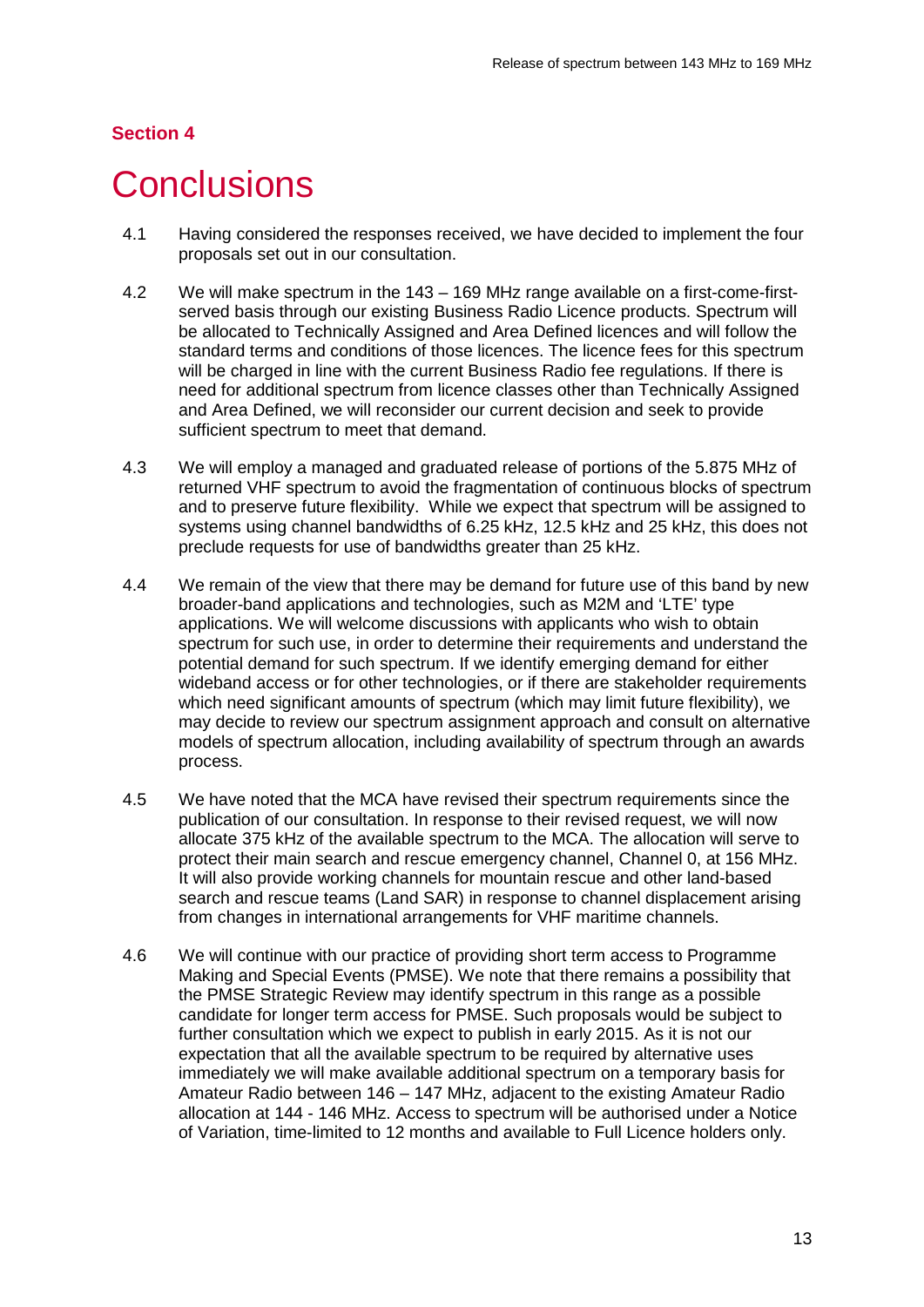Section 4

# Conclusions

4.1 Having considered the responses received, we have decided to implement the four proposals set out in our consultation.

4.2 We will make spectrum in the 143 – 169 MHz range available on a first-come-first-served basis through our existing Business Radio Licence products. Spectrum will be allocated to Technically Assigned and Area Defined licences and will follow the standard terms and conditions of those licences. The licence fees for this spectrum will be charged in line with the current Business Radio fee regulations. If there is need for additional spectrum from licence classes other than Technically Assigned and Area Defined, we will reconsider our current decision and seek to provide sufficient spectrum to meet that demand.

4.3 We will employ a managed and graduated release of portions of the 5.875 MHz of returned VHF spectrum to avoid the fragmentation of continuous blocks of spectrum and to preserve future flexibility. While we expect that spectrum will be assigned to systems using channel bandwidths of 6.25 kHz, 12.5 kHz and 25 kHz, this does not preclude requests for use of bandwidths greater than 25 kHz.

4.4 We remain of the view that there may be demand for future use of this band by new broader-band applications and technologies, such as M2M and 'LTE' type applications. We will welcome discussions with applicants who wish to obtain spectrum for such use, in order to determine their requirements and understand the potential demand for such spectrum. If we identify emerging demand for either wideband access or for other technologies, or if there are stakeholder requirements which need significant amounts of spectrum (which may limit future flexibility), we may decide to review our spectrum assignment approach and consult on alternative models of spectrum allocation, including availability of spectrum through an awards process.

4.5 We have noted that the MCA have revised their spectrum requirements since the publication of our consultation. In response to their revised request, we will now allocate 375 kHz of the available spectrum to the MCA. The allocation will serve to protect their main search and rescue emergency channel, Channel 0, at 156 MHz. It will also provide working channels for mountain rescue and other land-based search and rescue teams (Land SAR) in response to channel displacement arising from changes in international arrangements for VHF maritime channels.

4.6 We will continue with our practice of providing short term access to Programme Making and Special Events (PMSE). We note that there remains a possibility that the PMSE Strategic Review may identify spectrum in this range as a possible candidate for longer term access for PMSE. Such proposals would be subject to further consultation which we expect to publish in early 2015. As it is not our expectation that all the available spectrum to be required by alternative uses immediately we will make available additional spectrum on a temporary basis for Amateur Radio between 146 – 147 MHz, adjacent to the existing Amateur Radio allocation at 144 - 146 MHz. Access to spectrum will be authorised under a Notice of Variation, time-limited to 12 months and available to Full Licence holders only.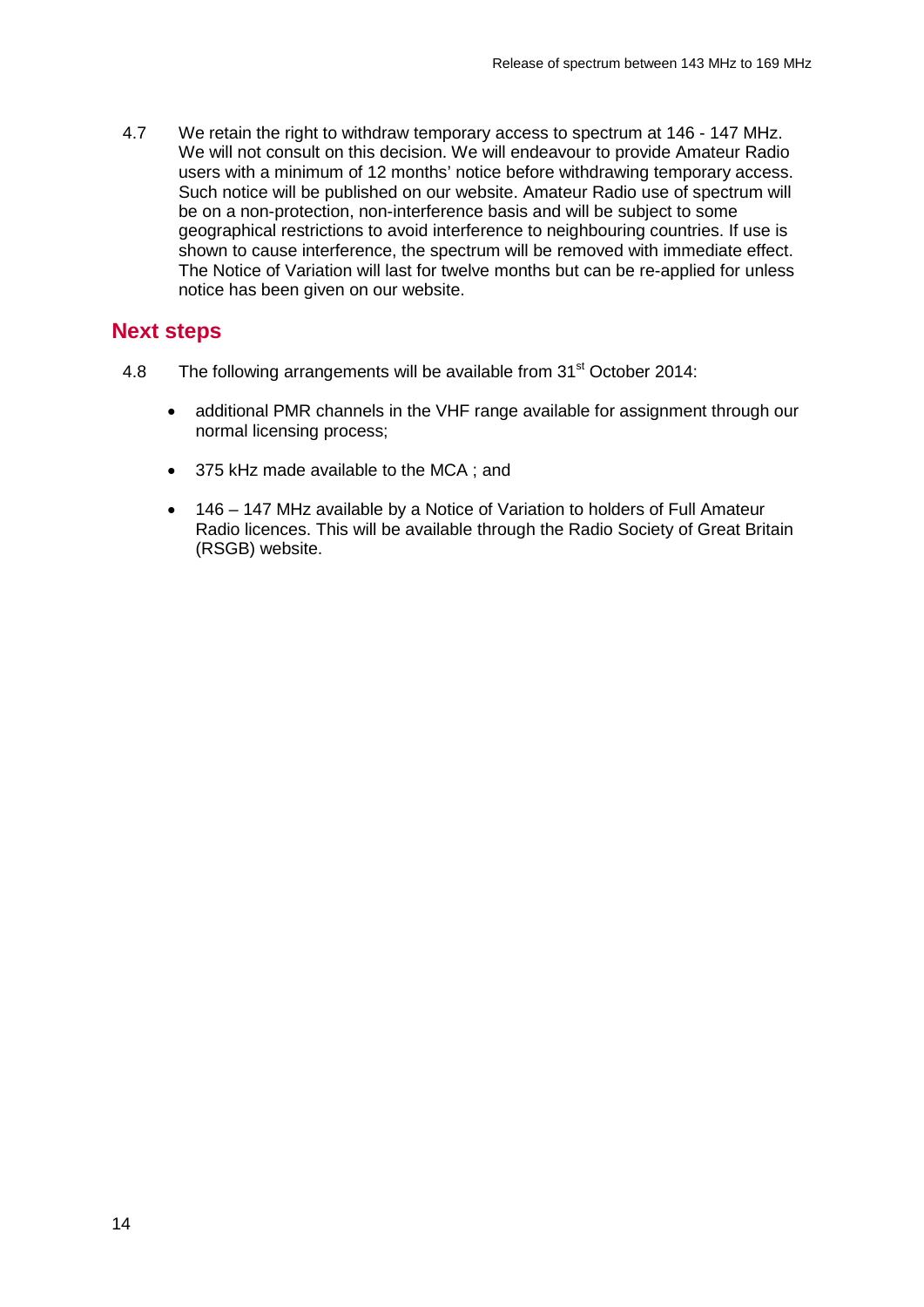4.7 We retain the right to withdraw temporary access to spectrum at 146 - 147 MHz. We will not consult on this decision. We will endeavour to provide Amateur Radio users with a minimum of 12 months' notice before withdrawing temporary access. Such notice will be published on our website. Amateur Radio use of spectrum will be on a non-protection, non-interference basis and will be subject to some geographical restrictions to avoid interference to neighbouring countries. If use is shown to cause interference, the spectrum will be removed with immediate effect. The Notice of Variation will last for twelve months but can be re-applied for unless notice has been given on our website.

## Next steps

4.8 The following arrangements will be available from 31st October 2014:

- additional PMR channels in the VHF range available for assignment through our normal licensing process;
- 375 kHz made available to the MCA ; and
- 146 – 147 MHz available by a Notice of Variation to holders of Full Amateur Radio licences. This will be available through the Radio Society of Great Britain (RSGB) website.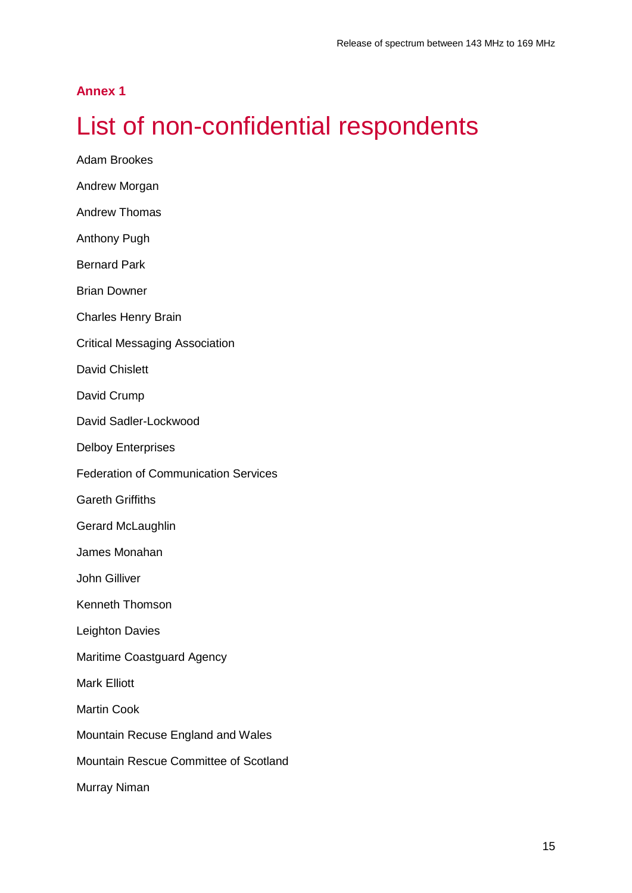**Annex 1**

# List of non-confidential respondents

Adam Brookes

Andrew Morgan

Andrew Thomas

Anthony Pugh

Bernard Park

Brian Downer

Charles Henry Brain

Critical Messaging Association

David Chislett

David Crump

David Sadler-Lockwood

Delboy Enterprises

Federation of Communication Services

Gareth Griffiths

Gerard McLaughlin

James Monahan

John Gilliver

Kenneth Thomson

Leighton Davies

Maritime Coastguard Agency

Mark Elliott

Martin Cook

Mountain Recuse England and Wales

Mountain Rescue Committee of Scotland

Murray Niman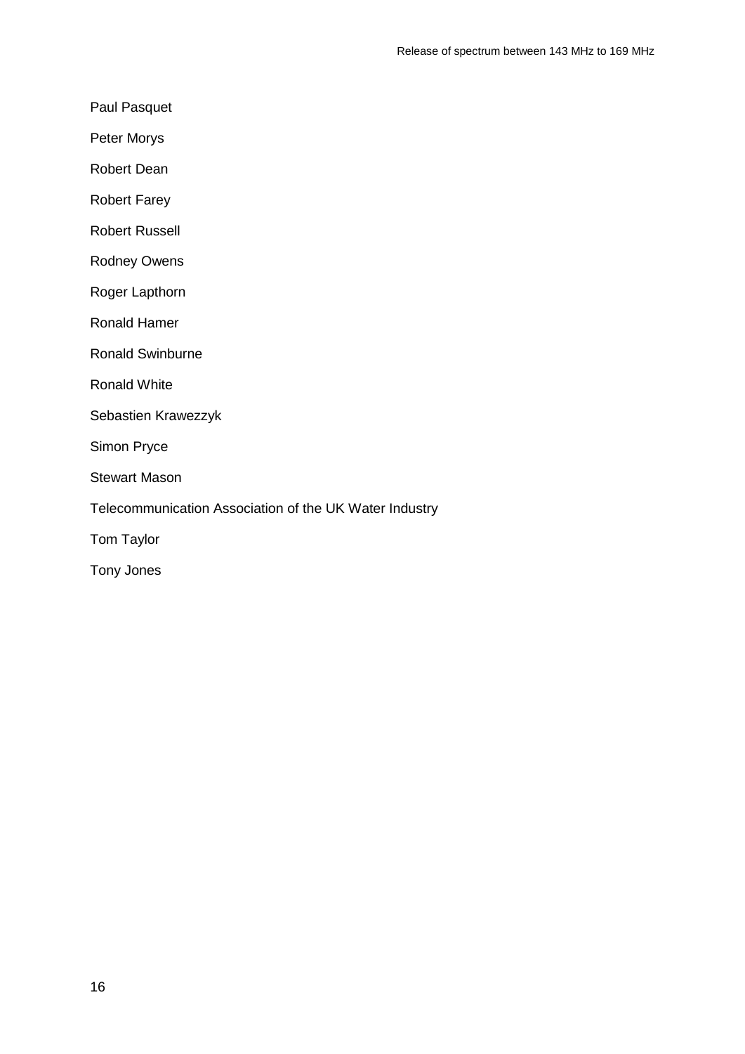Paul Pasquet

Peter Morys

Robert Dean

Robert Farey

Robert Russell

Rodney Owens

Roger Lapthorn

Ronald Hamer

Ronald Swinburne

Ronald White

Sebastien Krawezzyk

Simon Pryce

Stewart Mason

Telecommunication Association of the UK Water Industry

Tom Taylor

Tony Jones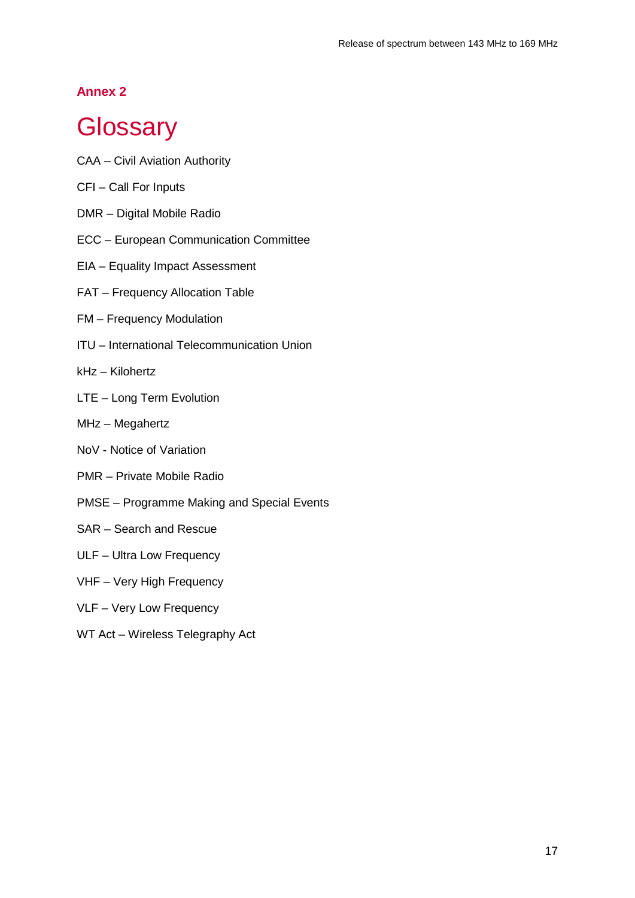## Annex 2

# Glossary

CAA – Civil Aviation Authority

CFI – Call For Inputs

DMR – Digital Mobile Radio

ECC – European Communication Committee

EIA – Equality Impact Assessment

FAT – Frequency Allocation Table

FM – Frequency Modulation

ITU – International Telecommunication Union

kHz – Kilohertz

LTE – Long Term Evolution

MHz – Megahertz

NoV - Notice of Variation

PMR – Private Mobile Radio

PMSE – Programme Making and Special Events

SAR – Search and Rescue

ULF – Ultra Low Frequency

VHF – Very High Frequency

VLF – Very Low Frequency

WT Act – Wireless Telegraphy Act